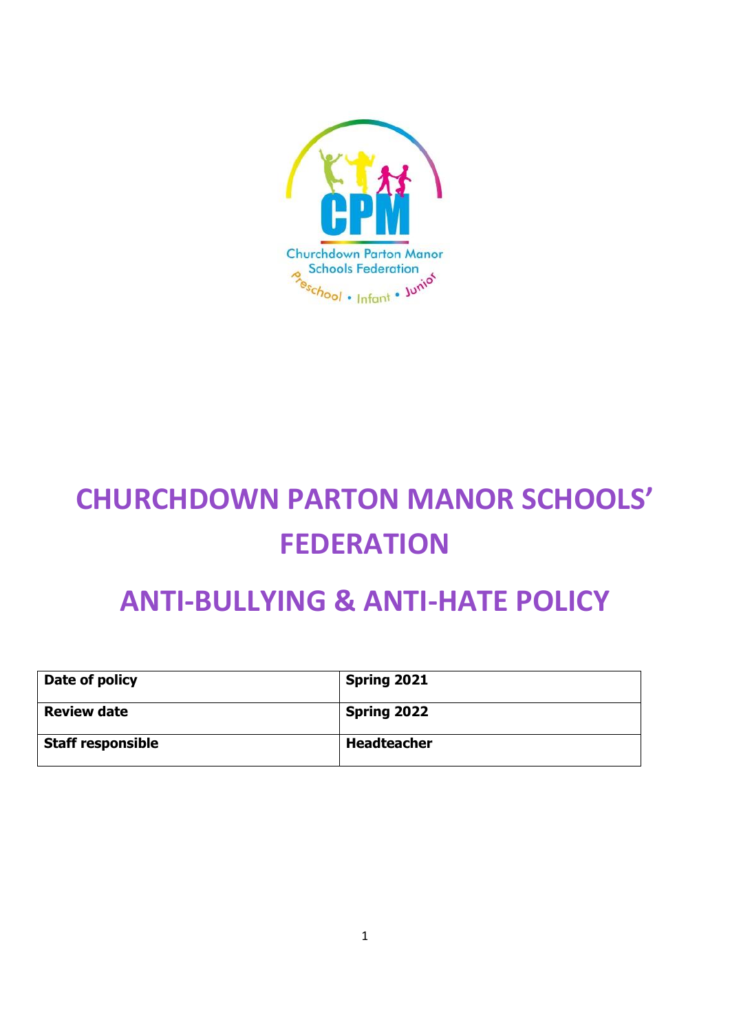Churchdown Parton Manor Schools Federation

Preschool • Infant • Junior

# CHURCHDOWN PARTON MANOR SCHOOLS' FEDERATION

# ANTI-BULLYING & ANTI-HATE POLICY

| Date of policy | Spring 2021 |
|---|---|
| Review date | Spring 2022 |
| Staff responsible | Headteacher |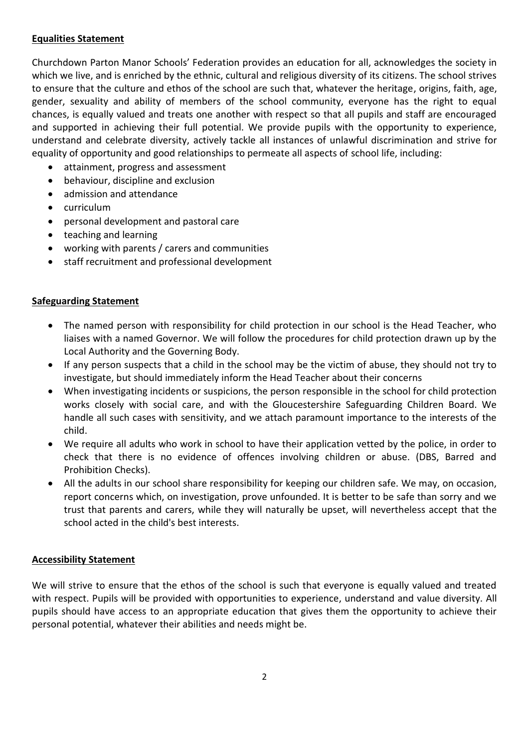## Equalities Statement

Churchdown Parton Manor Schools' Federation provides an education for all, acknowledges the society in which we live, and is enriched by the ethnic, cultural and religious diversity of its citizens. The school strives to ensure that the culture and ethos of the school are such that, whatever the heritage, origins, faith, age, gender, sexuality and ability of members of the school community, everyone has the right to equal chances, is equally valued and treats one another with respect so that all pupils and staff are encouraged and supported in achieving their full potential. We provide pupils with the opportunity to experience, understand and celebrate diversity, actively tackle all instances of unlawful discrimination and strive for equality of opportunity and good relationships to permeate all aspects of school life, including:

- attainment, progress and assessment
- behaviour, discipline and exclusion
- admission and attendance
- curriculum
- personal development and pastoral care
- teaching and learning
- working with parents / carers and communities
- staff recruitment and professional development

## Safeguarding Statement

- The named person with responsibility for child protection in our school is the Head Teacher, who liaises with a named Governor. We will follow the procedures for child protection drawn up by the Local Authority and the Governing Body.
- If any person suspects that a child in the school may be the victim of abuse, they should not try to investigate, but should immediately inform the Head Teacher about their concerns
- When investigating incidents or suspicions, the person responsible in the school for child protection works closely with social care, and with the Gloucestershire Safeguarding Children Board. We handle all such cases with sensitivity, and we attach paramount importance to the interests of the child.
- We require all adults who work in school to have their application vetted by the police, in order to check that there is no evidence of offences involving children or abuse. (DBS, Barred and Prohibition Checks).
- All the adults in our school share responsibility for keeping our children safe. We may, on occasion, report concerns which, on investigation, prove unfounded. It is better to be safe than sorry and we trust that parents and carers, while they will naturally be upset, will nevertheless accept that the school acted in the child's best interests.

## Accessibility Statement

We will strive to ensure that the ethos of the school is such that everyone is equally valued and treated with respect. Pupils will be provided with opportunities to experience, understand and value diversity. All pupils should have access to an appropriate education that gives them the opportunity to achieve their personal potential, whatever their abilities and needs might be.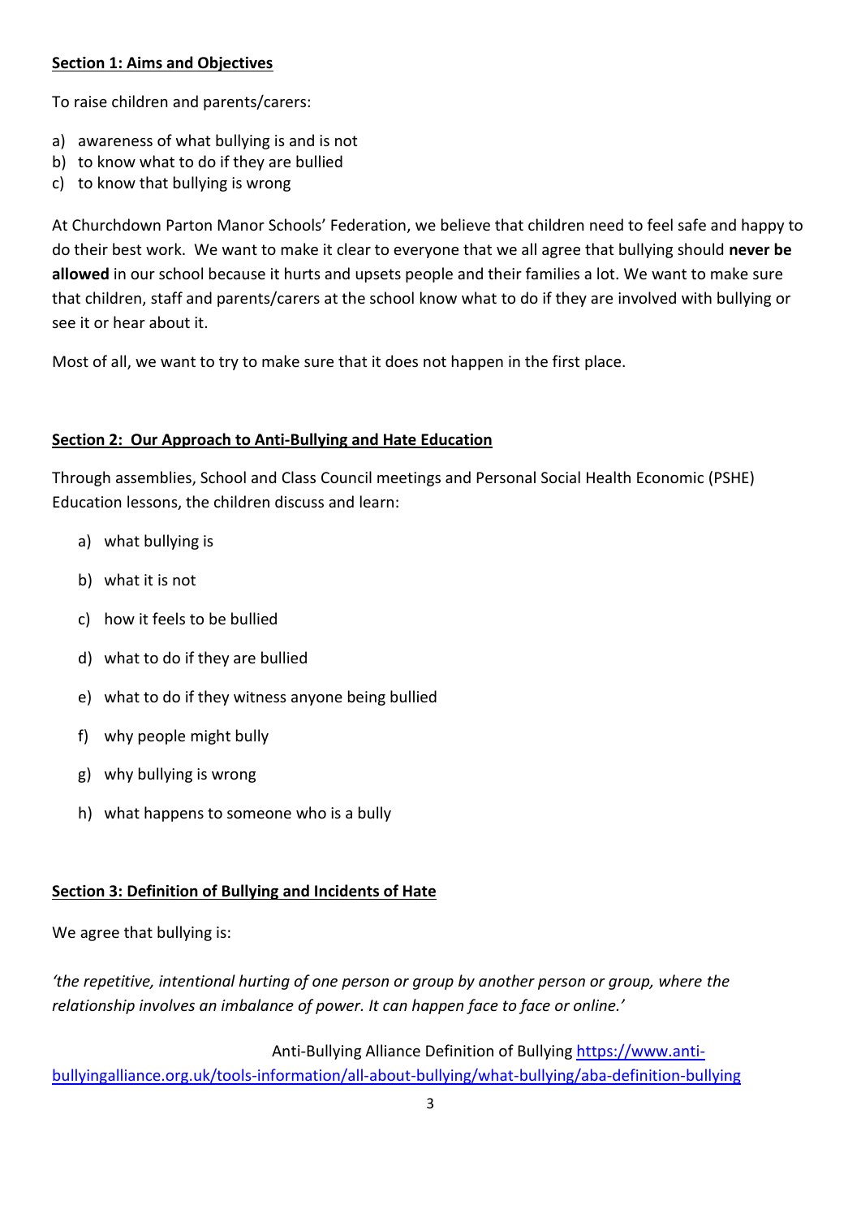**Section 1: Aims and Objectives**

To raise children and parents/carers:

a) awareness of what bullying is and is not
b) to know what to do if they are bullied
c) to know that bullying is wrong

At Churchdown Parton Manor Schools' Federation, we believe that children need to feel safe and happy to do their best work. We want to make it clear to everyone that we all agree that bullying should **never be allowed** in our school because it hurts and upsets people and their families a lot. We want to make sure that children, staff and parents/carers at the school know what to do if they are involved with bullying or see it or hear about it.

Most of all, we want to try to make sure that it does not happen in the first place.

**Section 2: Our Approach to Anti-Bullying and Hate Education**

Through assemblies, School and Class Council meetings and Personal Social Health Economic (PSHE) Education lessons, the children discuss and learn:

a) what bullying is
b) what it is not
c) how it feels to be bullied
d) what to do if they are bullied
e) what to do if they witness anyone being bullied
f) why people might bully
g) why bullying is wrong
h) what happens to someone who is a bully

**Section 3: Definition of Bullying and Incidents of Hate**

We agree that bullying is:

*'the repetitive, intentional hurting of one person or group by another person or group, where the relationship involves an imbalance of power. It can happen face to face or online.'*

Anti-Bullying Alliance Definition of Bullying https://www.anti-bullyingalliance.org.uk/tools-information/all-about-bullying/what-bullying/aba-definition-bullying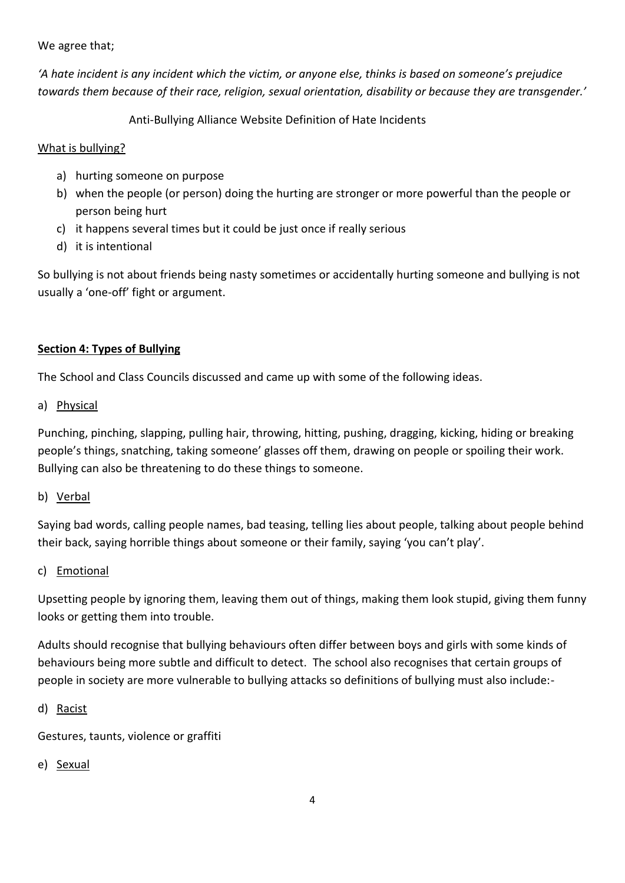We agree that;

*'A hate incident is any incident which the victim, or anyone else, thinks is based on someone's prejudice towards them because of their race, religion, sexual orientation, disability or because they are transgender.'*

Anti-Bullying Alliance Website Definition of Hate Incidents

<u>What is bullying?</u>

a) hurting someone on purpose
b) when the people (or person) doing the hurting are stronger or more powerful than the people or person being hurt
c) it happens several times but it could be just once if really serious
d) it is intentional

So bullying is not about friends being nasty sometimes or accidentally hurting someone and bullying is not usually a 'one-off' fight or argument.

## Section 4: Types of Bullying

The School and Class Councils discussed and came up with some of the following ideas.

a) <u>Physical</u>

Punching, pinching, slapping, pulling hair, throwing, hitting, pushing, dragging, kicking, hiding or breaking people's things, snatching, taking someone' glasses off them, drawing on people or spoiling their work. Bullying can also be threatening to do these things to someone.

b) <u>Verbal</u>

Saying bad words, calling people names, bad teasing, telling lies about people, talking about people behind their back, saying horrible things about someone or their family, saying 'you can't play'.

c) <u>Emotional</u>

Upsetting people by ignoring them, leaving them out of things, making them look stupid, giving them funny looks or getting them into trouble.

Adults should recognise that bullying behaviours often differ between boys and girls with some kinds of behaviours being more subtle and difficult to detect. The school also recognises that certain groups of people in society are more vulnerable to bullying attacks so definitions of bullying must also include:-

d) <u>Racist</u>

Gestures, taunts, violence or graffiti

e) <u>Sexual</u>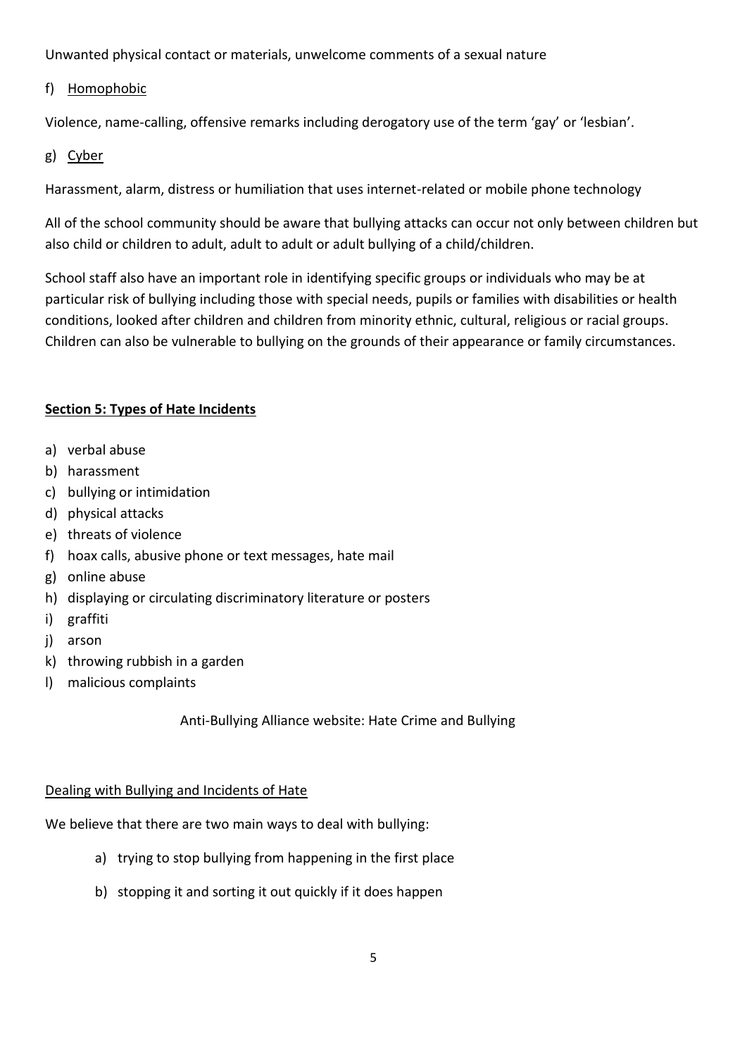Unwanted physical contact or materials, unwelcome comments of a sexual nature

f) <u>Homophobic</u>

Violence, name-calling, offensive remarks including derogatory use of the term 'gay' or 'lesbian'.

g) <u>Cyber</u>

Harassment, alarm, distress or humiliation that uses internet-related or mobile phone technology

All of the school community should be aware that bullying attacks can occur not only between children but also child or children to adult, adult to adult or adult bullying of a child/children.

School staff also have an important role in identifying specific groups or individuals who may be at particular risk of bullying including those with special needs, pupils or families with disabilities or health conditions, looked after children and children from minority ethnic, cultural, religious or racial groups. Children can also be vulnerable to bullying on the grounds of their appearance or family circumstances.

## Section 5: Types of Hate Incidents

a) verbal abuse
b) harassment
c) bullying or intimidation
d) physical attacks
e) threats of violence
f) hoax calls, abusive phone or text messages, hate mail
g) online abuse
h) displaying or circulating discriminatory literature or posters
i) graffiti
j) arson
k) throwing rubbish in a garden
l) malicious complaints

Anti-Bullying Alliance website: Hate Crime and Bullying

### <u>Dealing with Bullying and Incidents of Hate</u>

We believe that there are two main ways to deal with bullying:

a) trying to stop bullying from happening in the first place
b) stopping it and sorting it out quickly if it does happen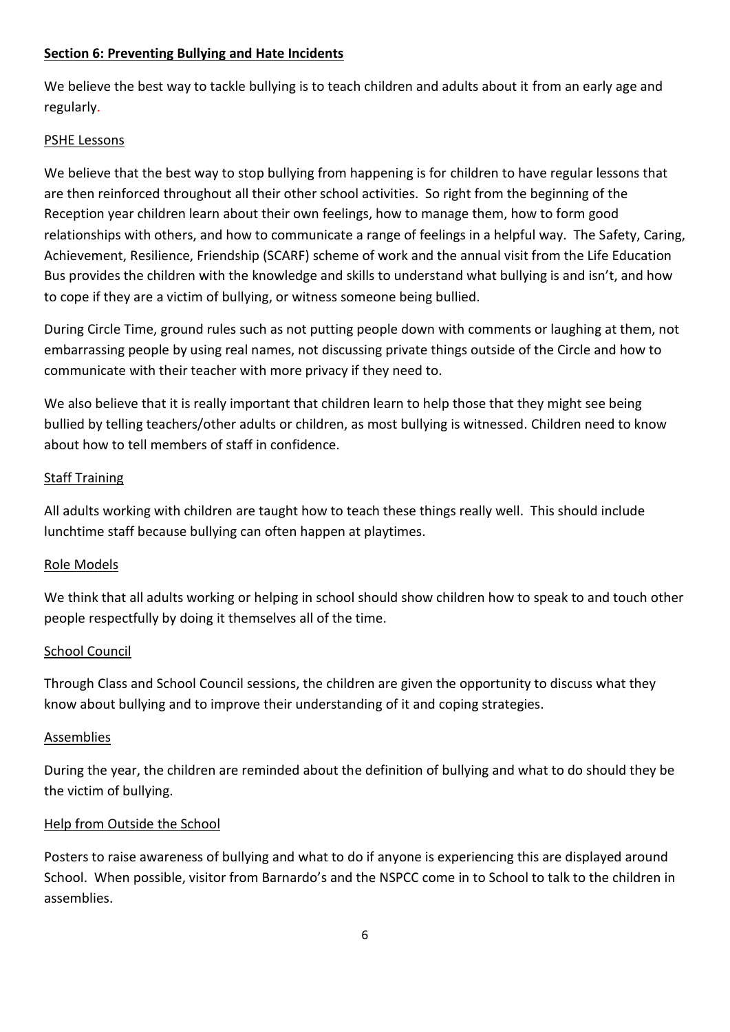**Section 6: Preventing Bullying and Hate Incidents**

We believe the best way to tackle bullying is to teach children and adults about it from an early age and regularly.

PSHE Lessons

We believe that the best way to stop bullying from happening is for children to have regular lessons that are then reinforced throughout all their other school activities. So right from the beginning of the Reception year children learn about their own feelings, how to manage them, how to form good relationships with others, and how to communicate a range of feelings in a helpful way. The Safety, Caring, Achievement, Resilience, Friendship (SCARF) scheme of work and the annual visit from the Life Education Bus provides the children with the knowledge and skills to understand what bullying is and isn't, and how to cope if they are a victim of bullying, or witness someone being bullied.

During Circle Time, ground rules such as not putting people down with comments or laughing at them, not embarrassing people by using real names, not discussing private things outside of the Circle and how to communicate with their teacher with more privacy if they need to.

We also believe that it is really important that children learn to help those that they might see being bullied by telling teachers/other adults or children, as most bullying is witnessed. Children need to know about how to tell members of staff in confidence.

Staff Training

All adults working with children are taught how to teach these things really well. This should include lunchtime staff because bullying can often happen at playtimes.

Role Models

We think that all adults working or helping in school should show children how to speak to and touch other people respectfully by doing it themselves all of the time.

School Council

Through Class and School Council sessions, the children are given the opportunity to discuss what they know about bullying and to improve their understanding of it and coping strategies.

Assemblies

During the year, the children are reminded about the definition of bullying and what to do should they be the victim of bullying.

Help from Outside the School

Posters to raise awareness of bullying and what to do if anyone is experiencing this are displayed around School. When possible, visitor from Barnardo's and the NSPCC come in to School to talk to the children in assemblies.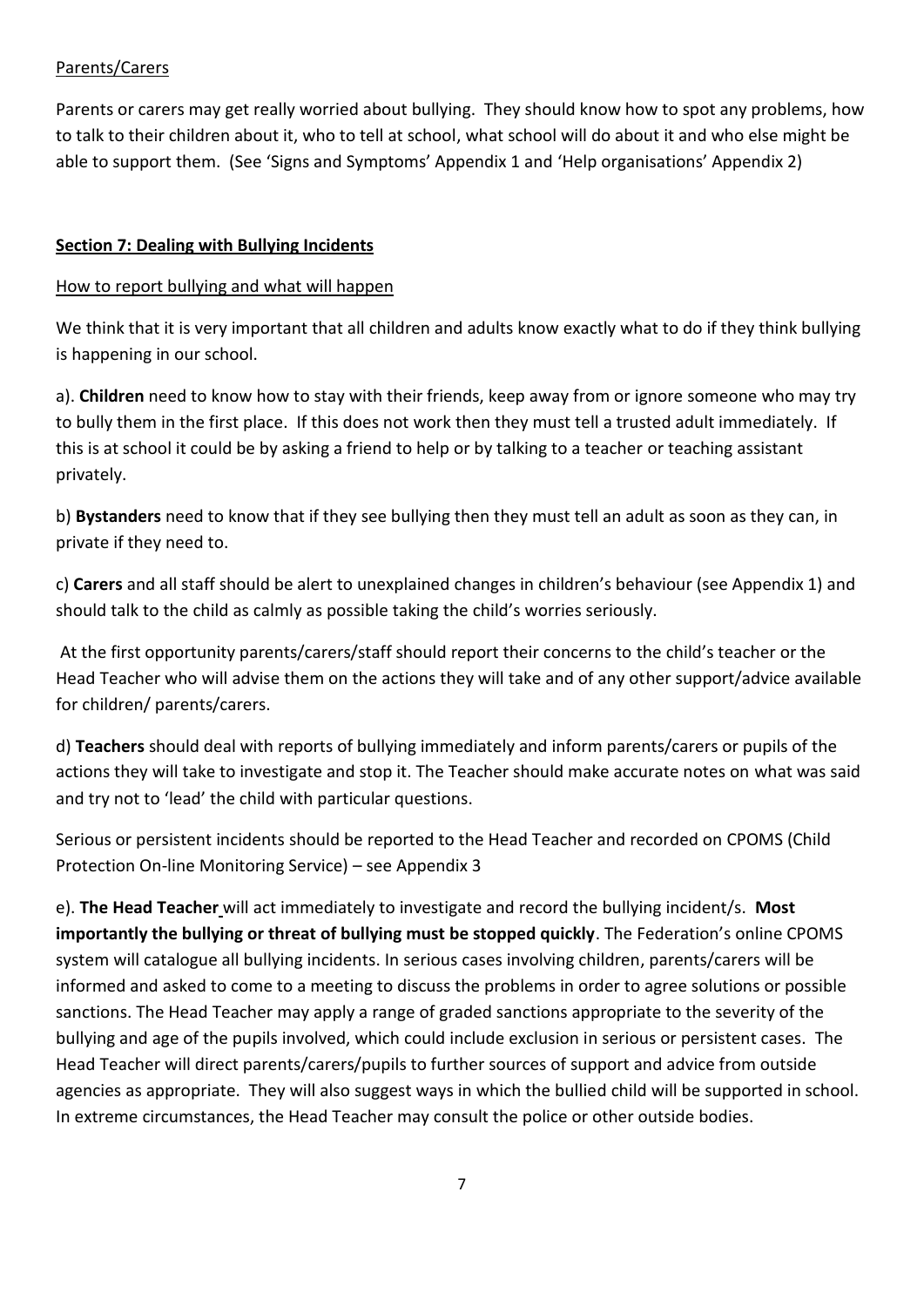Parents/Carers

Parents or carers may get really worried about bullying. They should know how to spot any problems, how to talk to their children about it, who to tell at school, what school will do about it and who else might be able to support them. (See 'Signs and Symptoms' Appendix 1 and 'Help organisations' Appendix 2)

## Section 7: Dealing with Bullying Incidents

How to report bullying and what will happen

We think that it is very important that all children and adults know exactly what to do if they think bullying is happening in our school.

a). **Children** need to know how to stay with their friends, keep away from or ignore someone who may try to bully them in the first place. If this does not work then they must tell a trusted adult immediately. If this is at school it could be by asking a friend to help or by talking to a teacher or teaching assistant privately.

b) **Bystanders** need to know that if they see bullying then they must tell an adult as soon as they can, in private if they need to.

c) **Carers** and all staff should be alert to unexplained changes in children's behaviour (see Appendix 1) and should talk to the child as calmly as possible taking the child's worries seriously.

At the first opportunity parents/carers/staff should report their concerns to the child's teacher or the Head Teacher who will advise them on the actions they will take and of any other support/advice available for children/ parents/carers.

d) **Teachers** should deal with reports of bullying immediately and inform parents/carers or pupils of the actions they will take to investigate and stop it. The Teacher should make accurate notes on what was said and try not to 'lead' the child with particular questions.

Serious or persistent incidents should be reported to the Head Teacher and recorded on CPOMS (Child Protection On-line Monitoring Service) – see Appendix 3

e). **The Head Teacher** will act immediately to investigate and record the bullying incident/s. **Most importantly the bullying or threat of bullying must be stopped quickly**. The Federation's online CPOMS system will catalogue all bullying incidents. In serious cases involving children, parents/carers will be informed and asked to come to a meeting to discuss the problems in order to agree solutions or possible sanctions. The Head Teacher may apply a range of graded sanctions appropriate to the severity of the bullying and age of the pupils involved, which could include exclusion in serious or persistent cases. The Head Teacher will direct parents/carers/pupils to further sources of support and advice from outside agencies as appropriate. They will also suggest ways in which the bullied child will be supported in school. In extreme circumstances, the Head Teacher may consult the police or other outside bodies.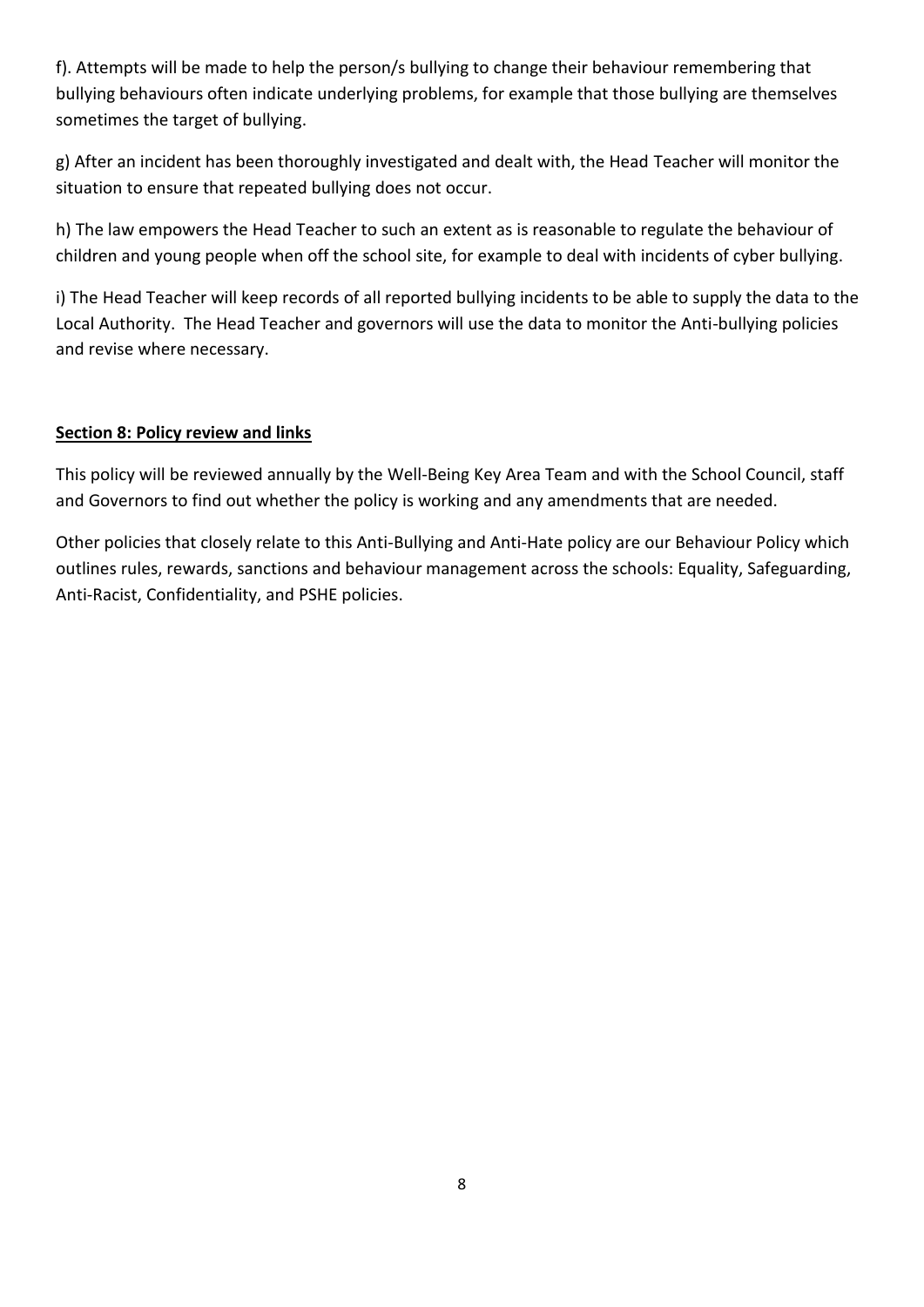f). Attempts will be made to help the person/s bullying to change their behaviour remembering that bullying behaviours often indicate underlying problems, for example that those bullying are themselves sometimes the target of bullying.

g) After an incident has been thoroughly investigated and dealt with, the Head Teacher will monitor the situation to ensure that repeated bullying does not occur.

h) The law empowers the Head Teacher to such an extent as is reasonable to regulate the behaviour of children and young people when off the school site, for example to deal with incidents of cyber bullying.

i) The Head Teacher will keep records of all reported bullying incidents to be able to supply the data to the Local Authority. The Head Teacher and governors will use the data to monitor the Anti-bullying policies and revise where necessary.

## Section 8: Policy review and links

This policy will be reviewed annually by the Well-Being Key Area Team and with the School Council, staff and Governors to find out whether the policy is working and any amendments that are needed.

Other policies that closely relate to this Anti-Bullying and Anti-Hate policy are our Behaviour Policy which outlines rules, rewards, sanctions and behaviour management across the schools: Equality, Safeguarding, Anti-Racist, Confidentiality, and PSHE policies.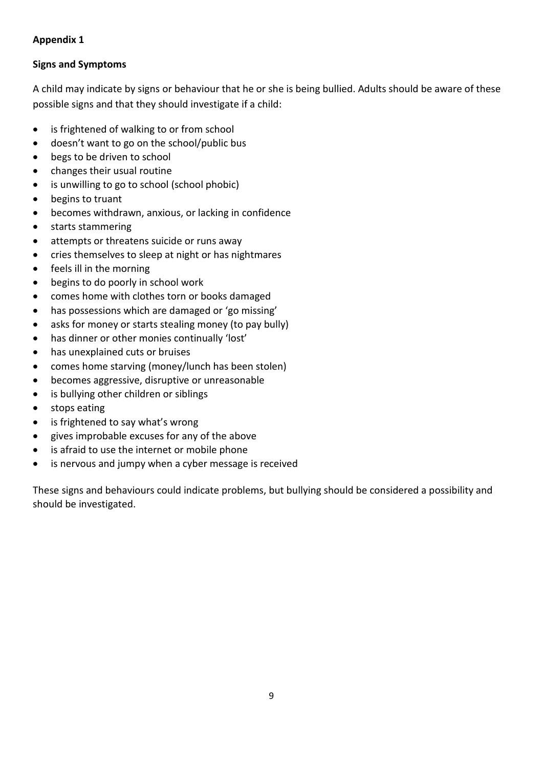**Appendix 1**

**Signs and Symptoms**

A child may indicate by signs or behaviour that he or she is being bullied. Adults should be aware of these possible signs and that they should investigate if a child:

- is frightened of walking to or from school
- doesn't want to go on the school/public bus
- begs to be driven to school
- changes their usual routine
- is unwilling to go to school (school phobic)
- begins to truant
- becomes withdrawn, anxious, or lacking in confidence
- starts stammering
- attempts or threatens suicide or runs away
- cries themselves to sleep at night or has nightmares
- feels ill in the morning
- begins to do poorly in school work
- comes home with clothes torn or books damaged
- has possessions which are damaged or 'go missing'
- asks for money or starts stealing money (to pay bully)
- has dinner or other monies continually 'lost'
- has unexplained cuts or bruises
- comes home starving (money/lunch has been stolen)
- becomes aggressive, disruptive or unreasonable
- is bullying other children or siblings
- stops eating
- is frightened to say what's wrong
- gives improbable excuses for any of the above
- is afraid to use the internet or mobile phone
- is nervous and jumpy when a cyber message is received

These signs and behaviours could indicate problems, but bullying should be considered a possibility and should be investigated.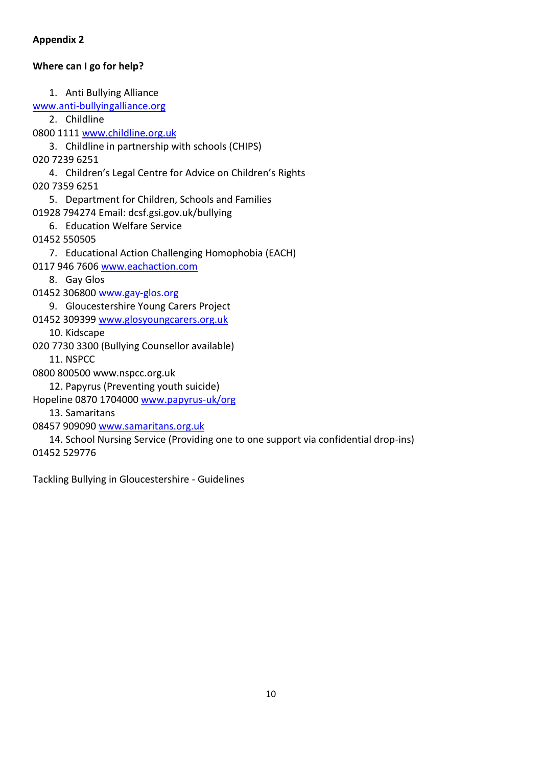**Appendix 2**

**Where can I go for help?**

1. Anti Bullying Alliance

www.anti-bullyingalliance.org

2. Childline

0800 1111 www.childline.org.uk

3. Childline in partnership with schools (CHIPS)

020 7239 6251

4. Children's Legal Centre for Advice on Children's Rights

020 7359 6251

5. Department for Children, Schools and Families

01928 794274 Email: dcsf.gsi.gov.uk/bullying

6. Education Welfare Service

01452 550505

7. Educational Action Challenging Homophobia (EACH)

0117 946 7606 www.eachaction.com

8. Gay Glos

01452 306800 www.gay-glos.org

9. Gloucestershire Young Carers Project

01452 309399 www.glosyoungcarers.org.uk

10. Kidscape

020 7730 3300 (Bullying Counsellor available)

11. NSPCC

0800 800500 www.nspcc.org.uk

12. Papyrus (Preventing youth suicide)

Hopeline 0870 1704000 www.papyrus-uk/org

13. Samaritans

08457 909090 www.samaritans.org.uk

14. School Nursing Service (Providing one to one support via confidential drop-ins)

01452 529776

Tackling Bullying in Gloucestershire - Guidelines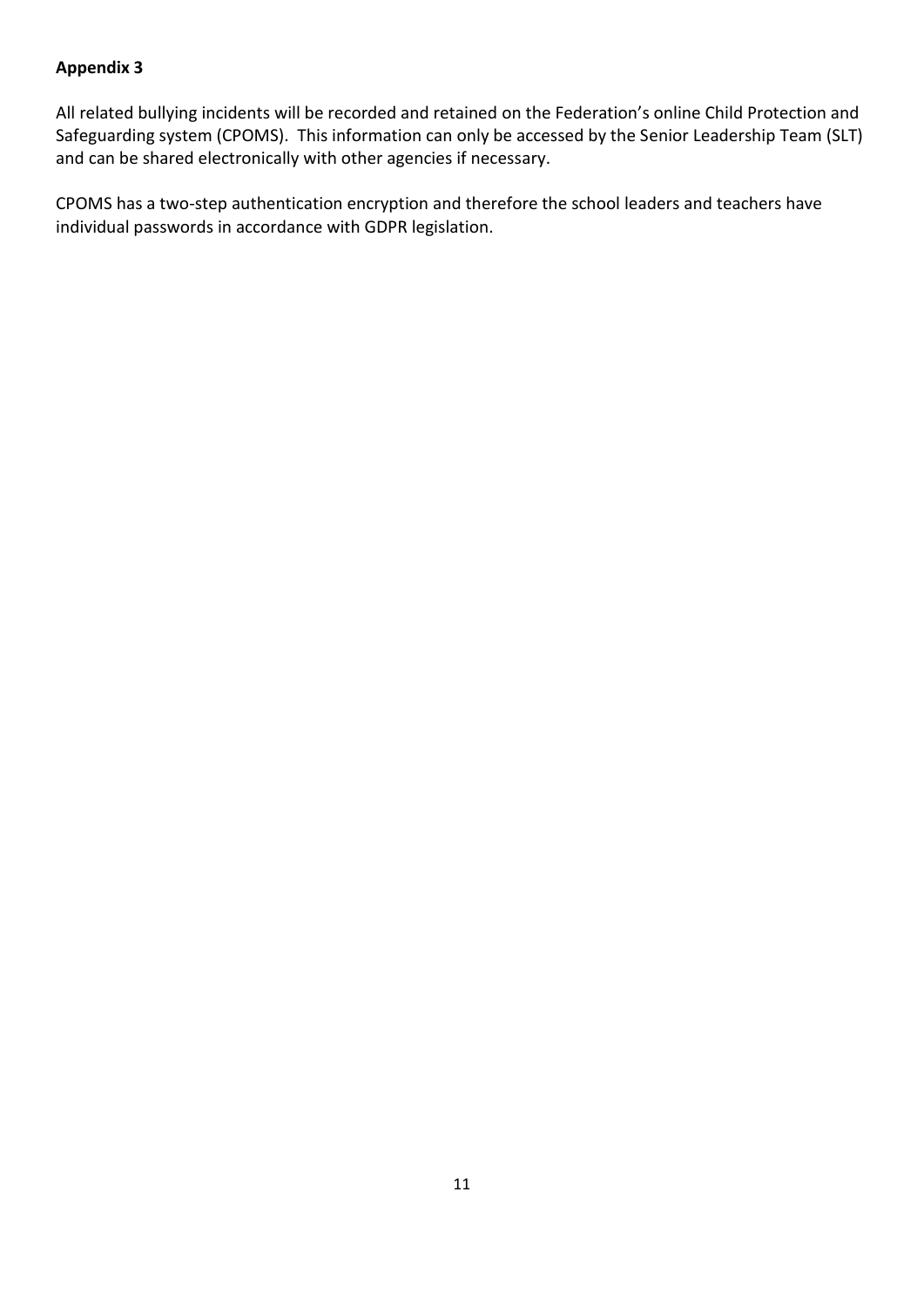**Appendix 3**

All related bullying incidents will be recorded and retained on the Federation's online Child Protection and Safeguarding system (CPOMS). This information can only be accessed by the Senior Leadership Team (SLT) and can be shared electronically with other agencies if necessary.

CPOMS has a two-step authentication encryption and therefore the school leaders and teachers have individual passwords in accordance with GDPR legislation.